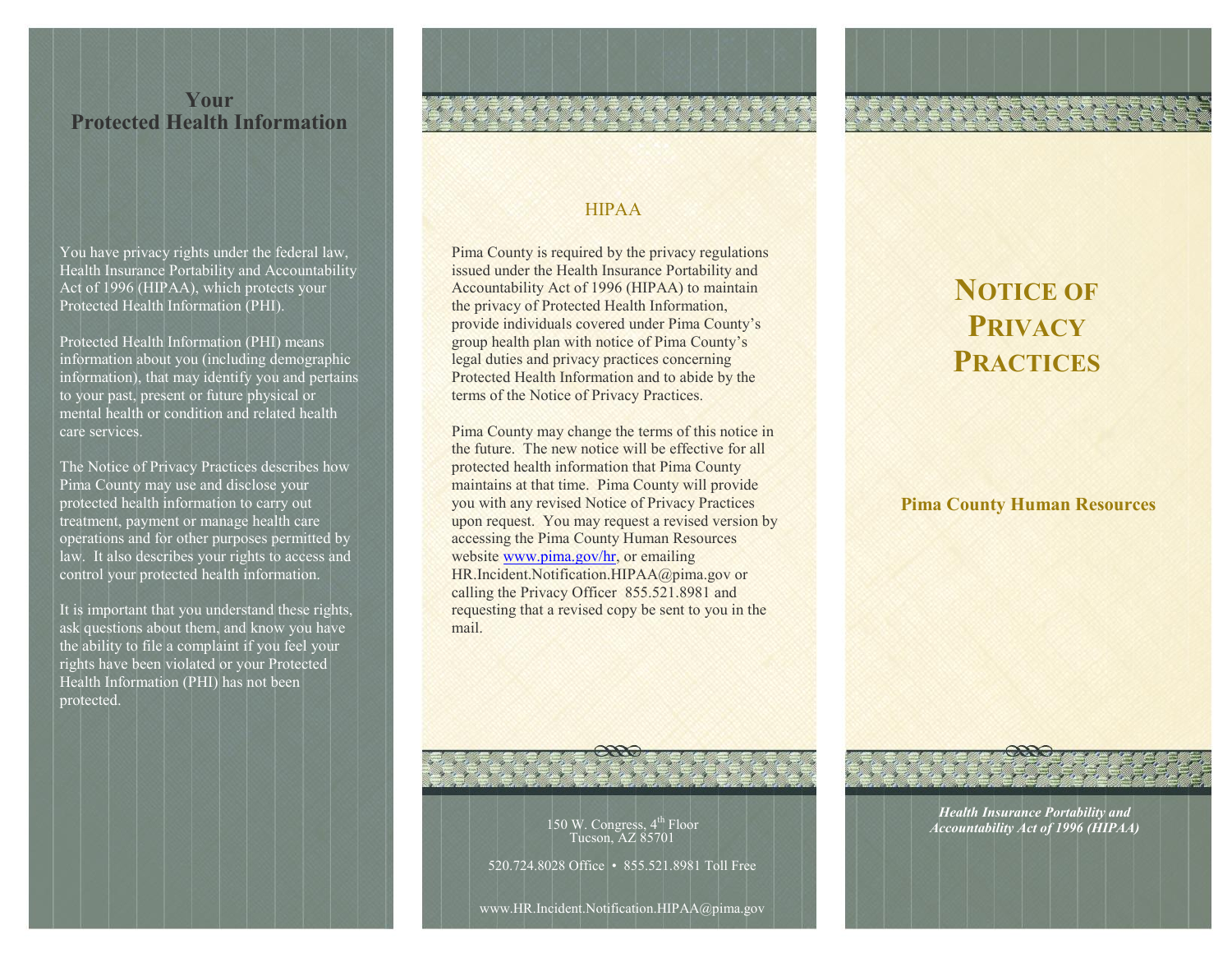## Your Protected Health Information

You have privacy rights under the federal law, Health Insurance Portability and Accountability Act of 1996 (HIPAA), which protects your Protected Health Information (PHI).

Protected Health Information (PHI) means information about you (including demographic information), that may identify you and pertains to your past, present or future physical or mental health or condition and related health care services.

The Notice of Privacy Practices describes how Pima County may use and disclose your protected health information to carry out treatment, payment or manage health care operations and for other purposes permitted by law. It also describes your rights to access and control your protected health information.

It is important that you understand these rights, ask questions about them, and know you have the ability to file a complaint if you feel your rights have been violated or your Protected Health Information (PHI) has not been protected.

## HIPAA

Pima County is required by the privacy regulations issued under the Health Insurance Portability and Accountability Act of 1996 (HIPAA) to maintain the privacy of Protected Health Information, provide individuals covered under Pima County's group health plan with notice of Pima County's legal duties and privacy practices concerning Protected Health Information and to abide by the terms of the Notice of Privacy Practices.

Pima County may change the terms of this notice in the future. The new notice will be effective for all protected health information that Pima County maintains at that time. Pima County will provide you with any revised Notice of Privacy Practices upon request. You may request a revised version by accessing the Pima County Human Resources website www.pima.gov/hr, or emailing HR.Incident.Notification.HIPAA@pima.gov or calling the Privacy Officer 855.521.8981 and requesting that a revised copy be sent to you in the mail.

150 W. Congress, 4th Floor
Tucson, AZ 85701

520.724.8028 Office • 855.521.8981 Toll Free

www.HR.Incident.Notification.HIPAA@pima.gov

# Notice of Privacy Practices

**Pima County Human Resources**

***Health Insurance Portability and Accountability Act of 1996 (HIPAA)***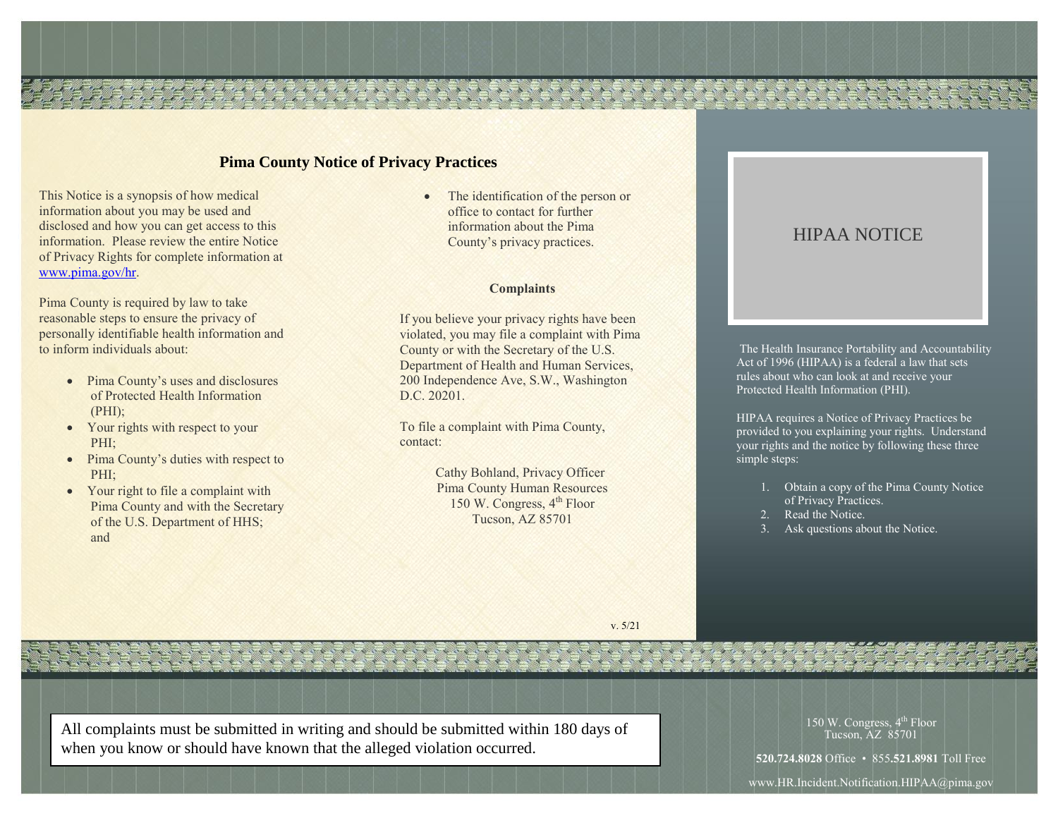## Pima County Notice of Privacy Practices

This Notice is a synopsis of how medical information about you may be used and disclosed and how you can get access to this information. Please review the entire Notice of Privacy Rights for complete information at www.pima.gov/hr.

Pima County is required by law to take reasonable steps to ensure the privacy of personally identifiable health information and to inform individuals about:

- Pima County's uses and disclosures of Protected Health Information (PHI);
- Your rights with respect to your PHI;
- Pima County's duties with respect to PHI;
- Your right to file a complaint with Pima County and with the Secretary of the U.S. Department of HHS; and
- The identification of the person or office to contact for further information about the Pima County's privacy practices.

### Complaints

If you believe your privacy rights have been violated, you may file a complaint with Pima County or with the Secretary of the U.S. Department of Health and Human Services, 200 Independence Ave, S.W., Washington D.C. 20201.

To file a complaint with Pima County, contact:

Cathy Bohland, Privacy Officer
Pima County Human Resources
150 W. Congress, 4th Floor
Tucson, AZ 85701

v. 5/21

All complaints must be submitted in writing and should be submitted within 180 days of when you know or should have known that the alleged violation occurred.

## HIPAA NOTICE

The Health Insurance Portability and Accountability Act of 1996 (HIPAA) is a federal a law that sets rules about who can look at and receive your Protected Health Information (PHI).

HIPAA requires a Notice of Privacy Practices be provided to you explaining your rights. Understand your rights and the notice by following these three simple steps:

1. Obtain a copy of the Pima County Notice of Privacy Practices.
2. Read the Notice.
3. Ask questions about the Notice.

150 W. Congress, 4th Floor
Tucson, AZ 85701

**520.724.8028** Office • 855**.521.8981** Toll Free

www.HR.Incident.Notification.HIPAA@pima.gov